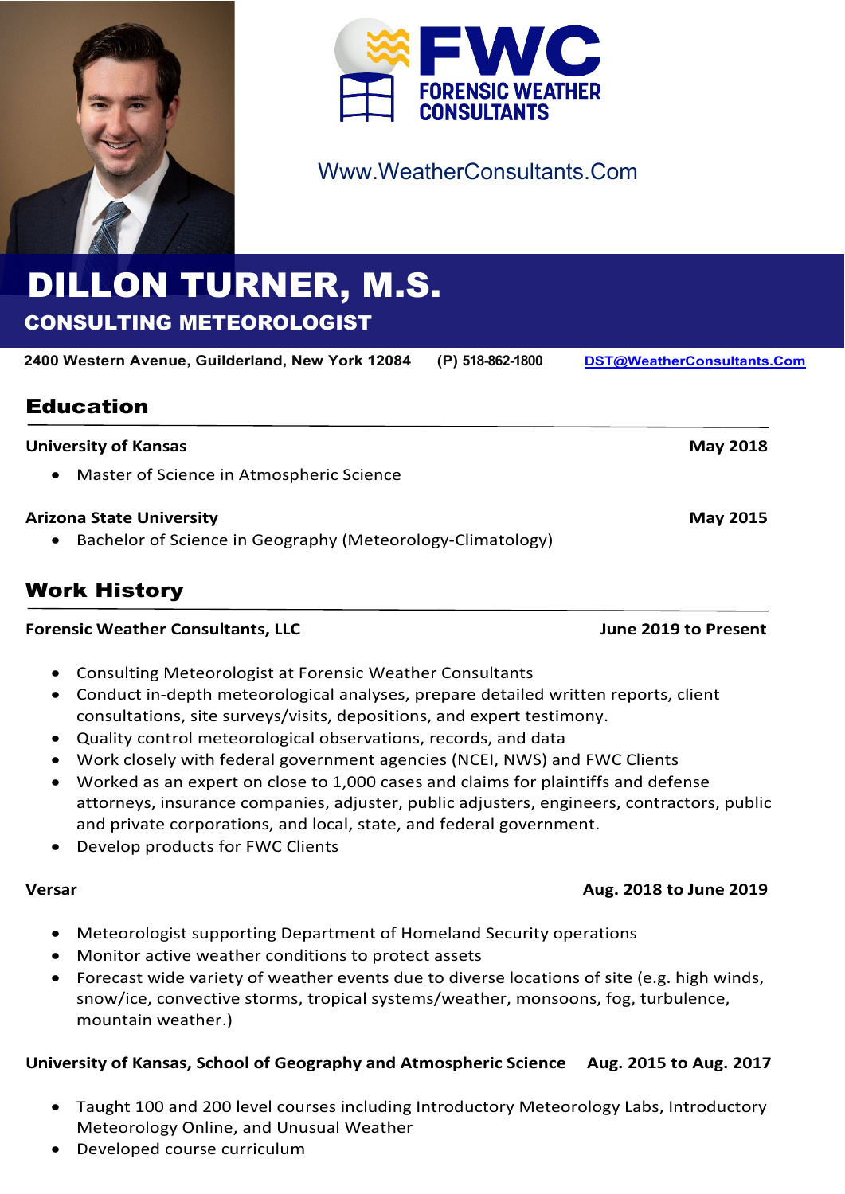FWC FORENSIC WEATHER CONSULTANTS

Www.WeatherConsultants.Com

# DILLON TURNER, M.S.

## CONSULTING METEOROLOGIST

**2400 Western Avenue, Guilderland, New York 12084** **(P) 518-862-1800** **DST@WeatherConsultants.Com**

## Education

**University of Kansas** **May 2018**

- Master of Science in Atmospheric Science

**Arizona State University** **May 2015**

- Bachelor of Science in Geography (Meteorology-Climatology)

## Work History

**Forensic Weather Consultants, LLC** **June 2019 to Present**

- Consulting Meteorologist at Forensic Weather Consultants
- Conduct in-depth meteorological analyses, prepare detailed written reports, client consultations, site surveys/visits, depositions, and expert testimony.
- Quality control meteorological observations, records, and data
- Work closely with federal government agencies (NCEI, NWS) and FWC Clients
- Worked as an expert on close to 1,000 cases and claims for plaintiffs and defense attorneys, insurance companies, adjuster, public adjusters, engineers, contractors, public and private corporations, and local, state, and federal government.
- Develop products for FWC Clients

**Versar** **Aug. 2018 to June 2019**

- Meteorologist supporting Department of Homeland Security operations
- Monitor active weather conditions to protect assets
- Forecast wide variety of weather events due to diverse locations of site (e.g. high winds, snow/ice, convective storms, tropical systems/weather, monsoons, fog, turbulence, mountain weather.)

**University of Kansas, School of Geography and Atmospheric Science** **Aug. 2015 to Aug. 2017**

- Taught 100 and 200 level courses including Introductory Meteorology Labs, Introductory Meteorology Online, and Unusual Weather
- Developed course curriculum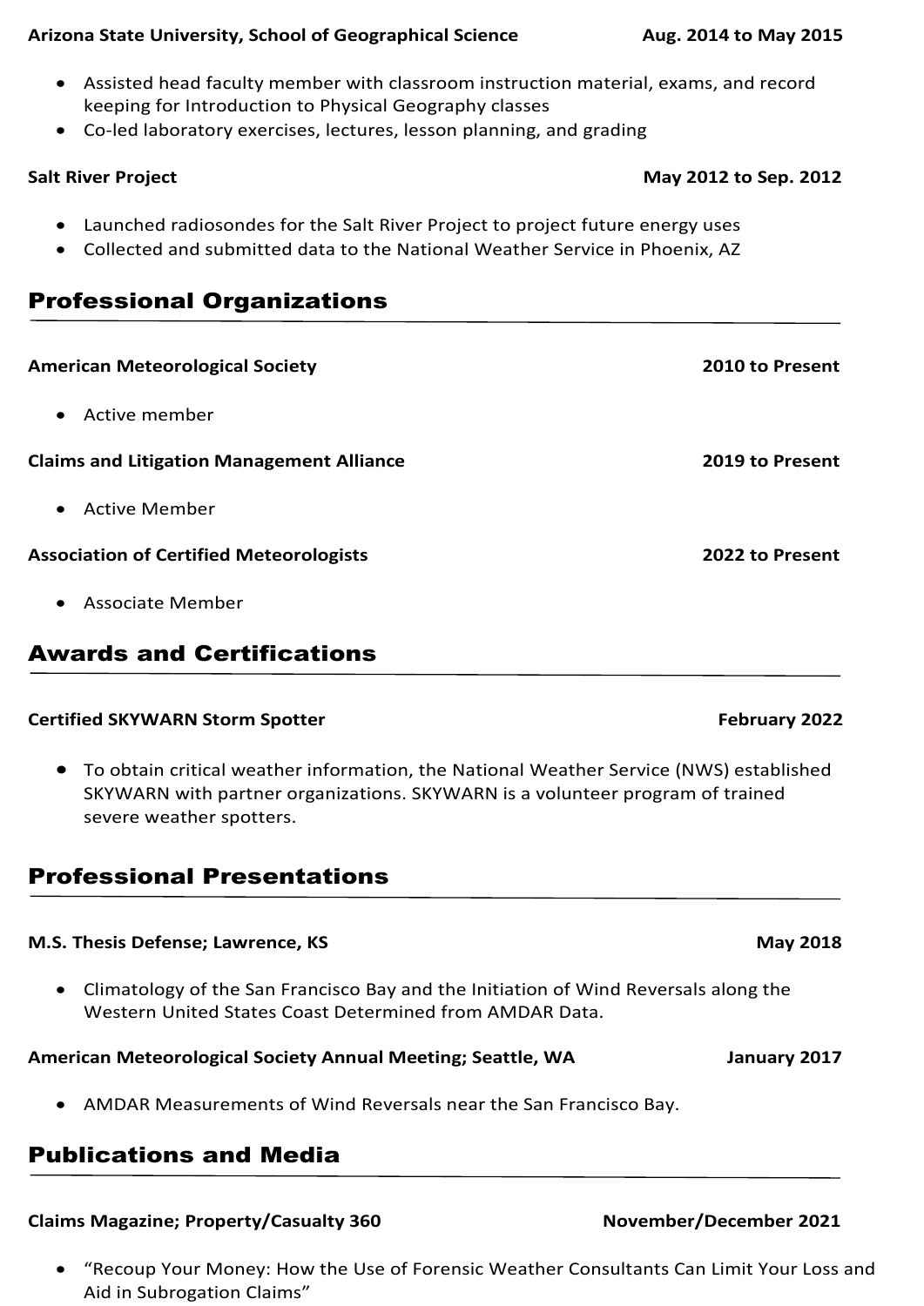**Arizona State University, School of Geographical Science** **Aug. 2014 to May 2015**

- Assisted head faculty member with classroom instruction material, exams, and record keeping for Introduction to Physical Geography classes
- Co-led laboratory exercises, lectures, lesson planning, and grading

**Salt River Project** **May 2012 to Sep. 2012**

- Launched radiosondes for the Salt River Project to project future energy uses
- Collected and submitted data to the National Weather Service in Phoenix, AZ

## Professional Organizations

**American Meteorological Society** **2010 to Present**

- Active member

**Claims and Litigation Management Alliance** **2019 to Present**

- Active Member

**Association of Certified Meteorologists** **2022 to Present**

- Associate Member

## Awards and Certifications

**Certified SKYWARN Storm Spotter** **February 2022**

- To obtain critical weather information, the National Weather Service (NWS) established SKYWARN with partner organizations. SKYWARN is a volunteer program of trained severe weather spotters.

## Professional Presentations

**M.S. Thesis Defense; Lawrence, KS** **May 2018**

- Climatology of the San Francisco Bay and the Initiation of Wind Reversals along the Western United States Coast Determined from AMDAR Data.

**American Meteorological Society Annual Meeting; Seattle, WA** **January 2017**

- AMDAR Measurements of Wind Reversals near the San Francisco Bay.

## Publications and Media

**Claims Magazine; Property/Casualty 360** **November/December 2021**

- "Recoup Your Money: How the Use of Forensic Weather Consultants Can Limit Your Loss and Aid in Subrogation Claims"